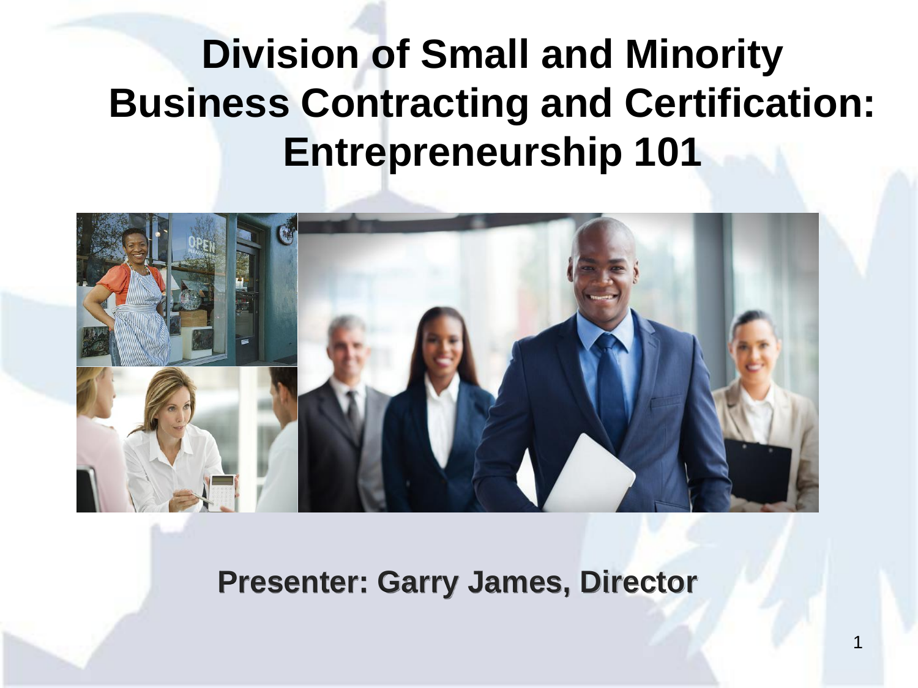# Division of Small and Minority Business Contracting and Certification: Entrepreneurship 101

**Presenter: Garry James, Director**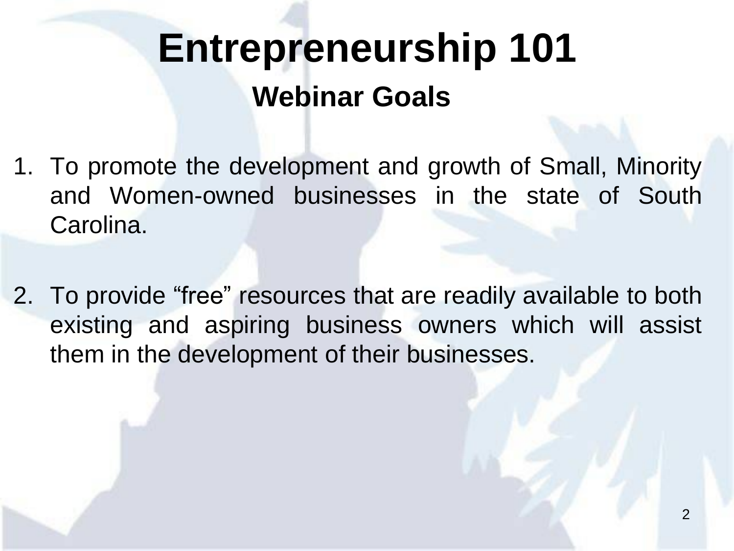# Entrepreneurship 101

## Webinar Goals

1. To promote the development and growth of Small, Minority and Women-owned businesses in the state of South Carolina.

2. To provide “free” resources that are readily available to both existing and aspiring business owners which will assist them in the development of their businesses.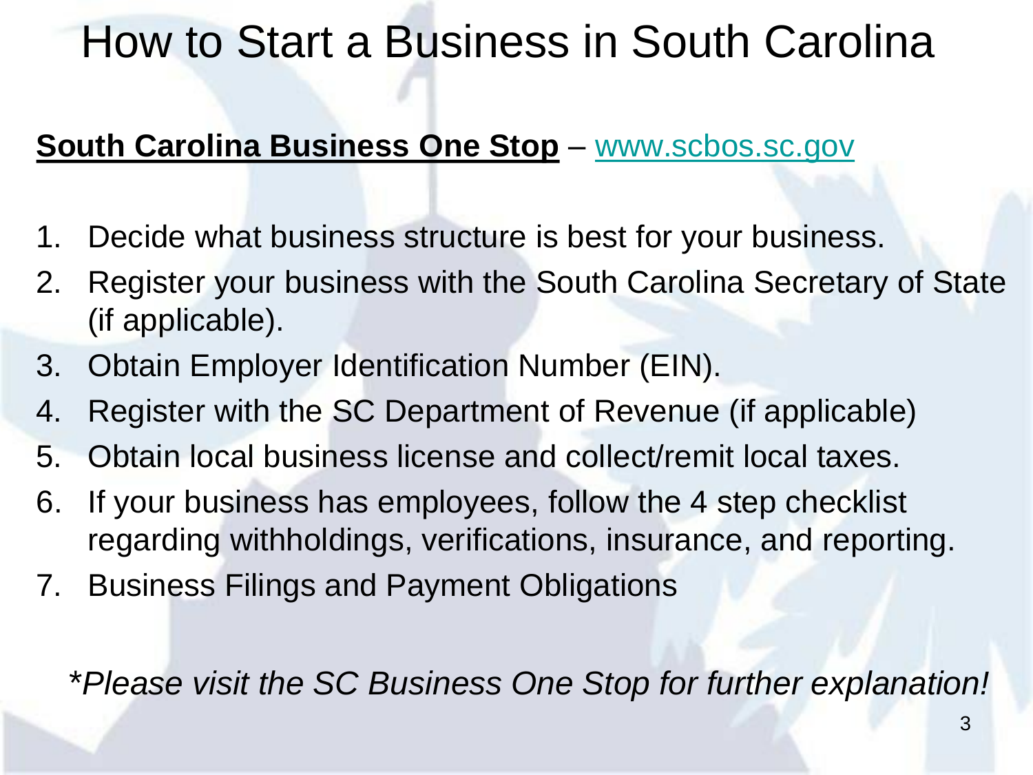# How to Start a Business in South Carolina

**South Carolina Business One Stop** – www.scbos.sc.gov

1. Decide what business structure is best for your business.
2. Register your business with the South Carolina Secretary of State (if applicable).
3. Obtain Employer Identification Number (EIN).
4. Register with the SC Department of Revenue (if applicable)
5. Obtain local business license and collect/remit local taxes.
6. If your business has employees, follow the 4 step checklist regarding withholdings, verifications, insurance, and reporting.
7. Business Filings and Payment Obligations

*\*Please visit the SC Business One Stop for further explanation!*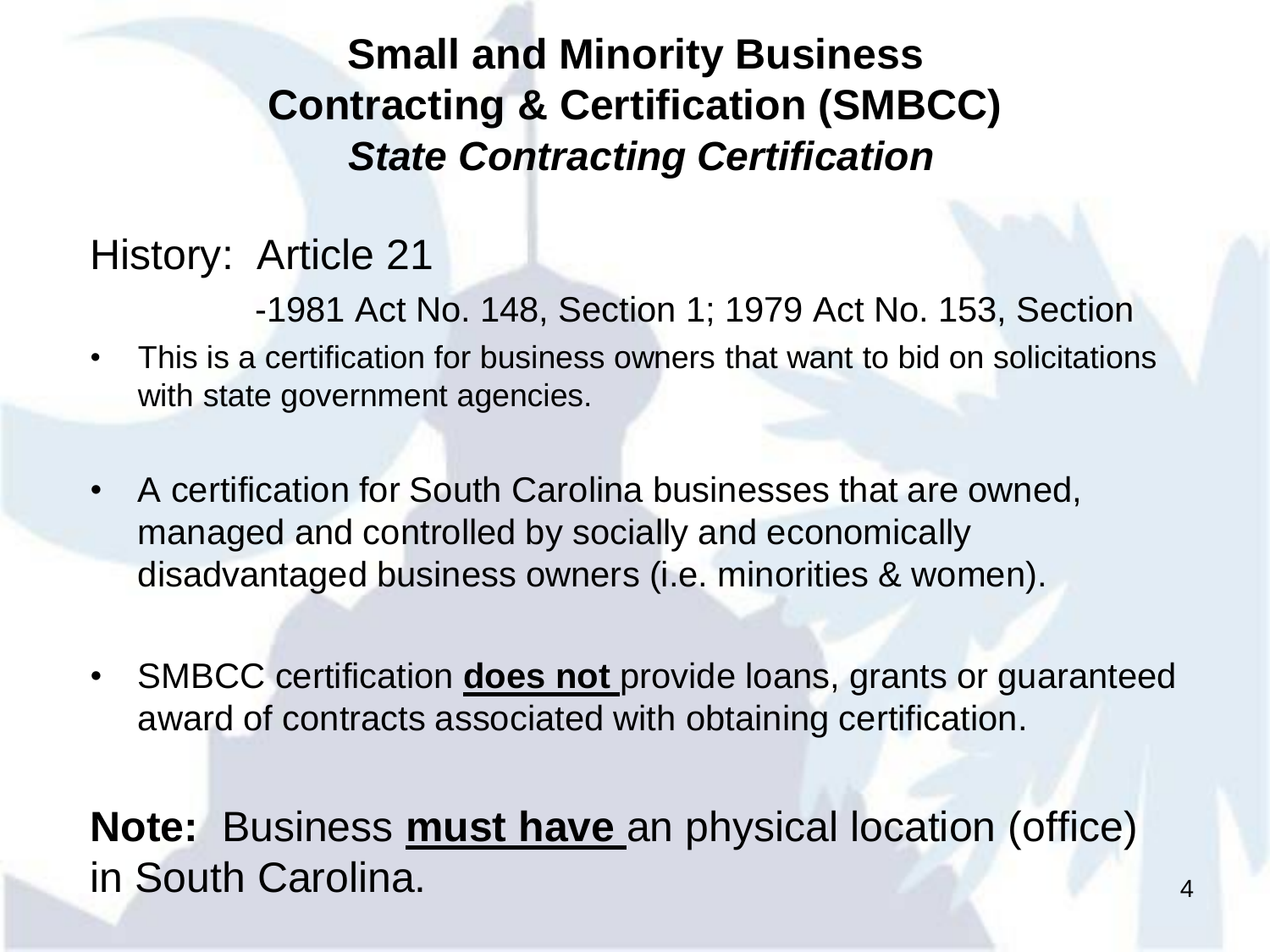# Small and Minority Business Contracting & Certification (SMBCC)

## *State Contracting Certification*

History: Article 21

-1981 Act No. 148, Section 1; 1979 Act No. 153, Section

- This is a certification for business owners that want to bid on solicitations with state government agencies.
- A certification for South Carolina businesses that are owned, managed and controlled by socially and economically disadvantaged business owners (i.e. minorities & women).
- SMBCC certification **does not** provide loans, grants or guaranteed award of contracts associated with obtaining certification.

**Note:** Business **must have** an physical location (office) in South Carolina.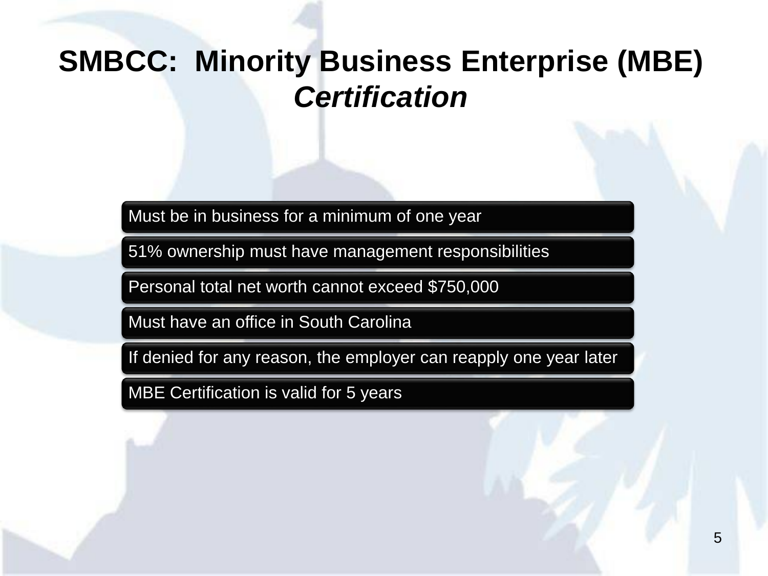# SMBCC: Minority Business Enterprise (MBE) *Certification*

- Must be in business for a minimum of one year
- 51% ownership must have management responsibilities
- Personal total net worth cannot exceed $750,000
- Must have an office in South Carolina
- If denied for any reason, the employer can reapply one year later
- MBE Certification is valid for 5 years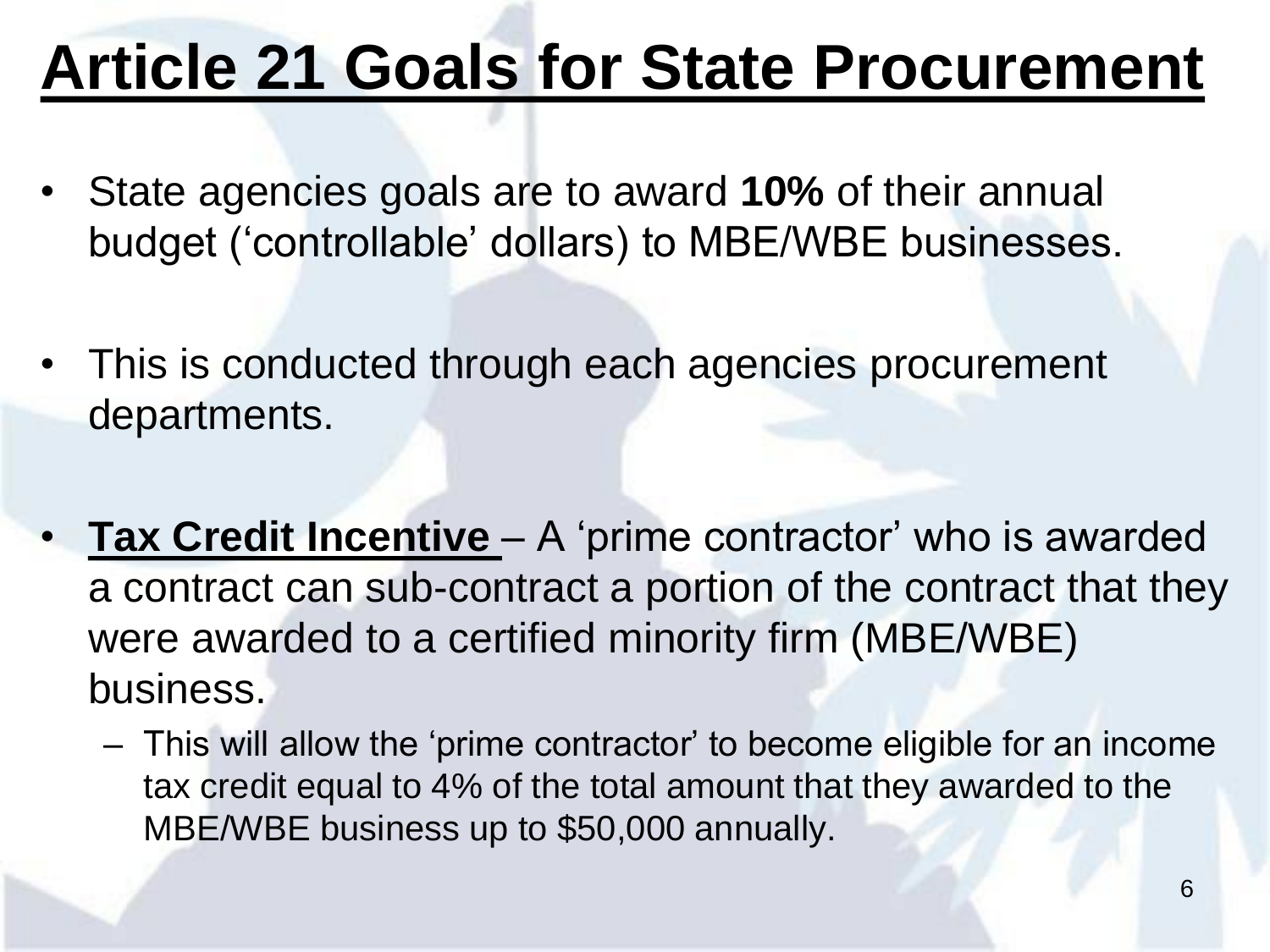# Article 21 Goals for State Procurement

- State agencies goals are to award **10%** of their annual budget ('controllable' dollars) to MBE/WBE businesses.
- This is conducted through each agencies procurement departments.
- **Tax Credit Incentive** – A 'prime contractor' who is awarded a contract can sub-contract a portion of the contract that they were awarded to a certified minority firm (MBE/WBE) business.
  - This will allow the 'prime contractor' to become eligible for an income tax credit equal to 4% of the total amount that they awarded to the MBE/WBE business up to $50,000 annually.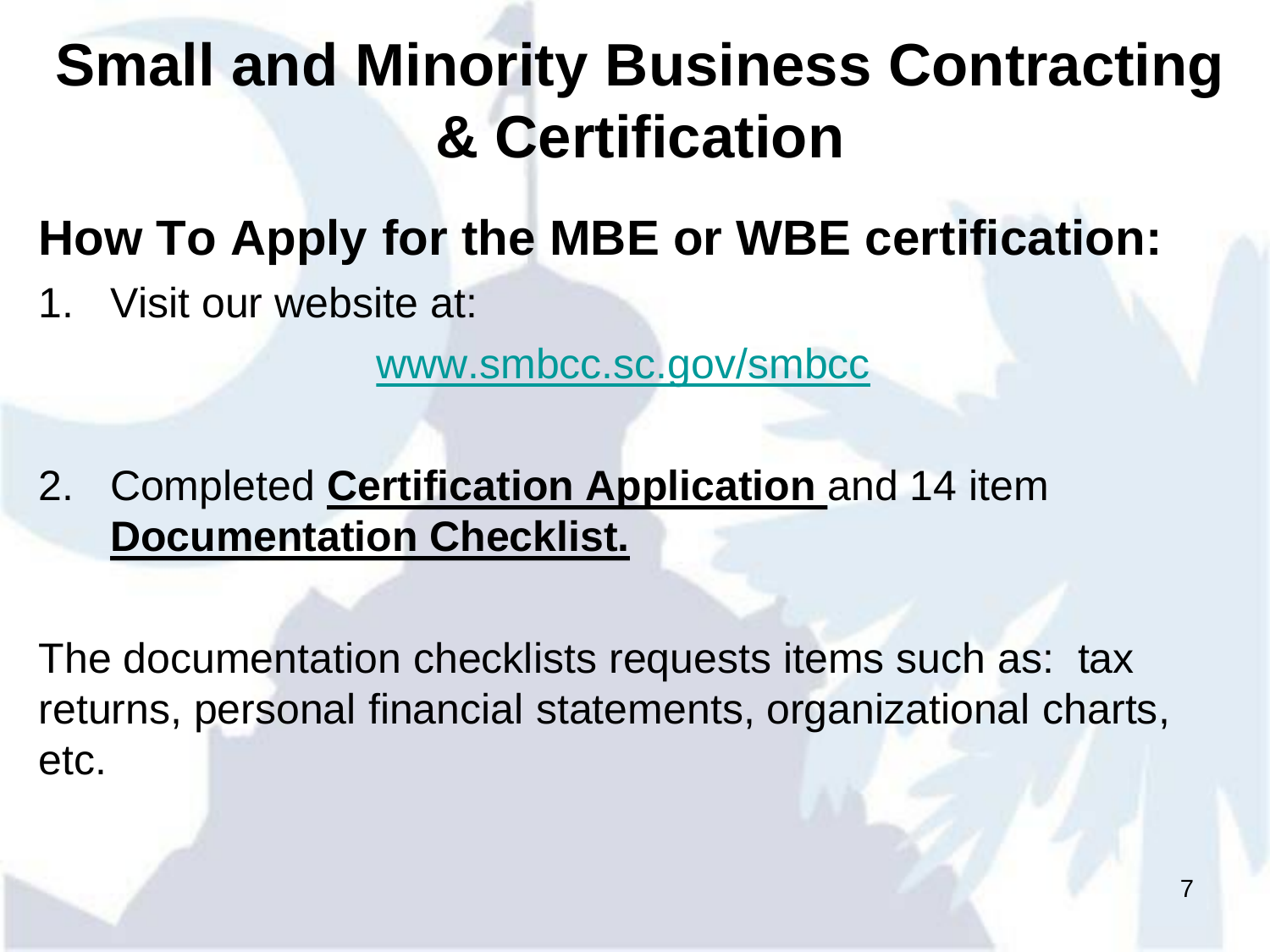# Small and Minority Business Contracting & Certification

## How To Apply for the MBE or WBE certification:

1. Visit our website at:

   www.smbcc.sc.gov/smbcc

2. Completed **Certification Application** and 14 item **Documentation Checklist.**

The documentation checklists requests items such as: tax returns, personal financial statements, organizational charts, etc.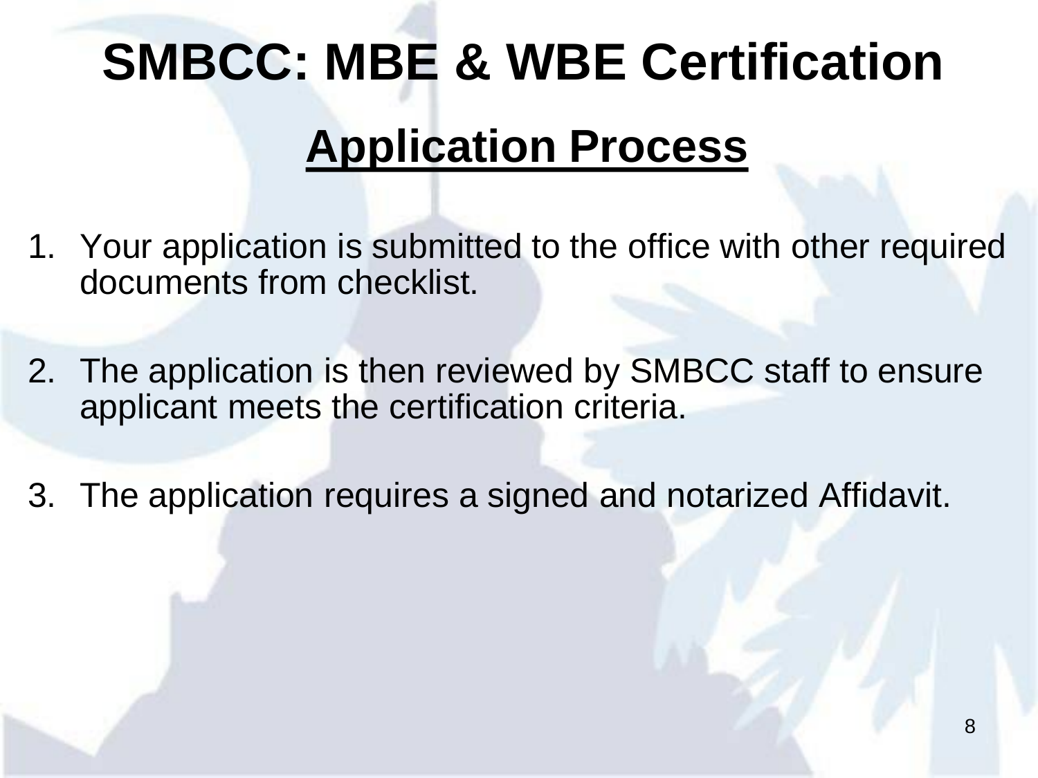# SMBCC: MBE & WBE Certification

## Application Process

1. Your application is submitted to the office with other required documents from checklist.

2. The application is then reviewed by SMBCC staff to ensure applicant meets the certification criteria.

3. The application requires a signed and notarized Affidavit.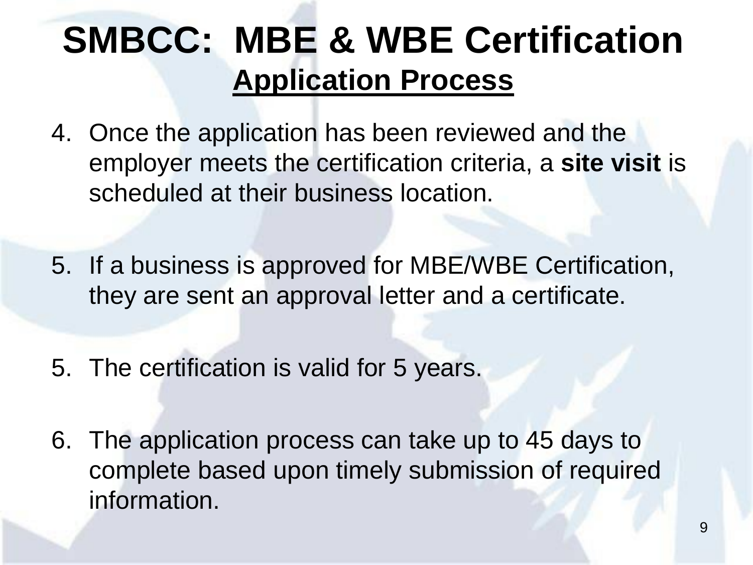# SMBCC: MBE & WBE Certification

## Application Process

4. Once the application has been reviewed and the employer meets the certification criteria, a **site visit** is scheduled at their business location.

5. If a business is approved for MBE/WBE Certification, they are sent an approval letter and a certificate.

5. The certification is valid for 5 years.

6. The application process can take up to 45 days to complete based upon timely submission of required information.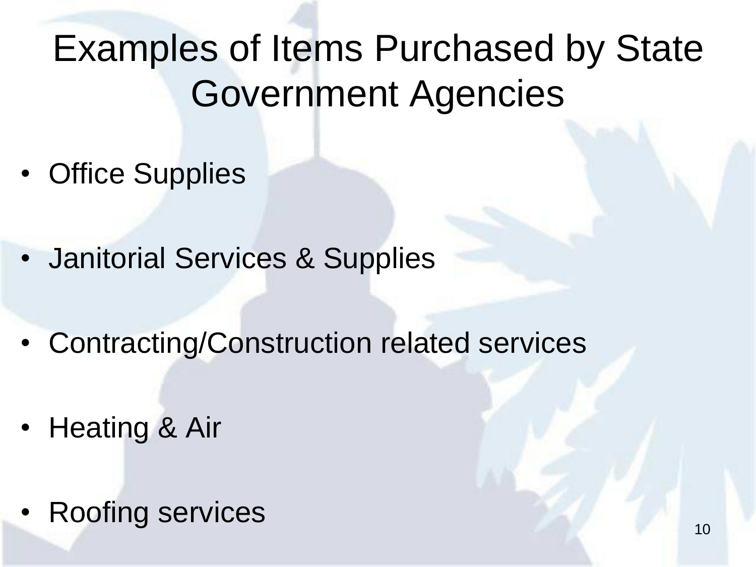# Examples of Items Purchased by State Government Agencies

- Office Supplies
- Janitorial Services & Supplies
- Contracting/Construction related services
- Heating & Air
- Roofing services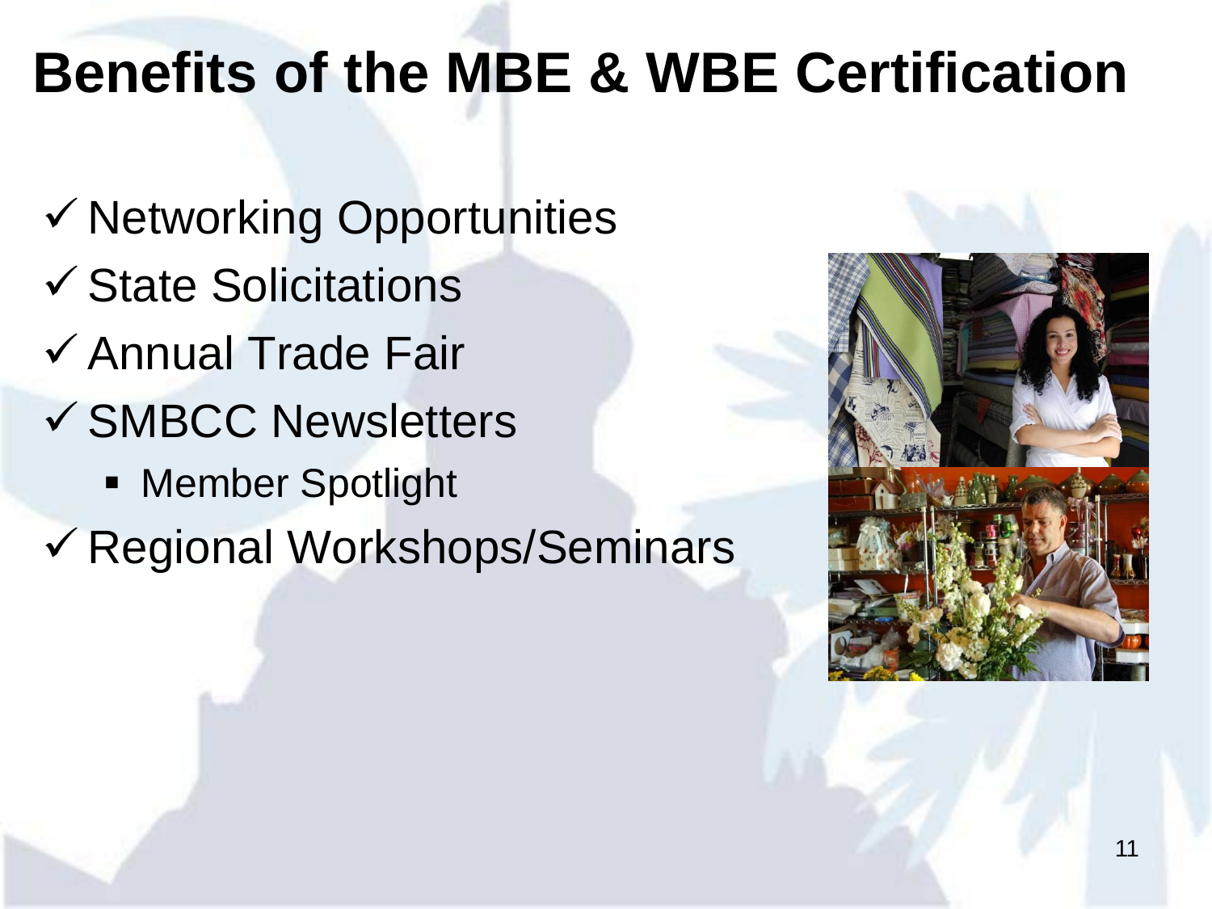# Benefits of the MBE & WBE Certification

- ✓ Networking Opportunities
- ✓ State Solicitations
- ✓ Annual Trade Fair
- ✓ SMBCC Newsletters
  - Member Spotlight
- ✓ Regional Workshops/Seminars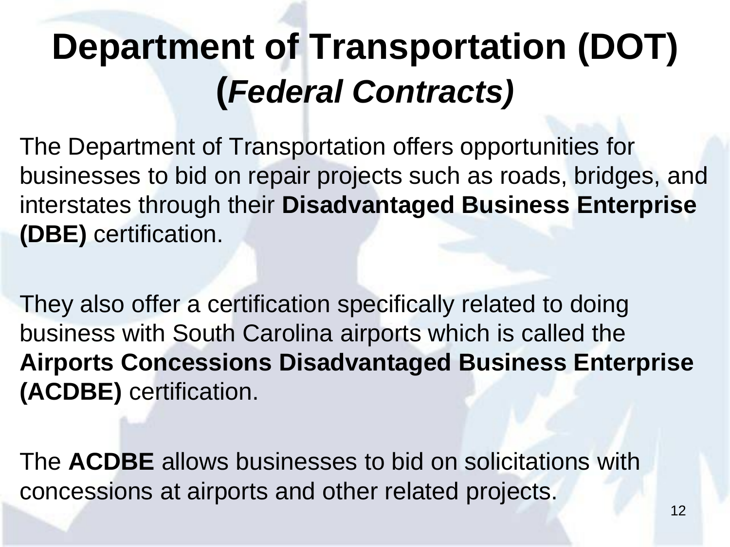# Department of Transportation (DOT) (*Federal Contracts)*

The Department of Transportation offers opportunities for businesses to bid on repair projects such as roads, bridges, and interstates through their **Disadvantaged Business Enterprise (DBE)** certification.

They also offer a certification specifically related to doing business with South Carolina airports which is called the **Airports Concessions Disadvantaged Business Enterprise (ACDBE)** certification.

The **ACDBE** allows businesses to bid on solicitations with concessions at airports and other related projects.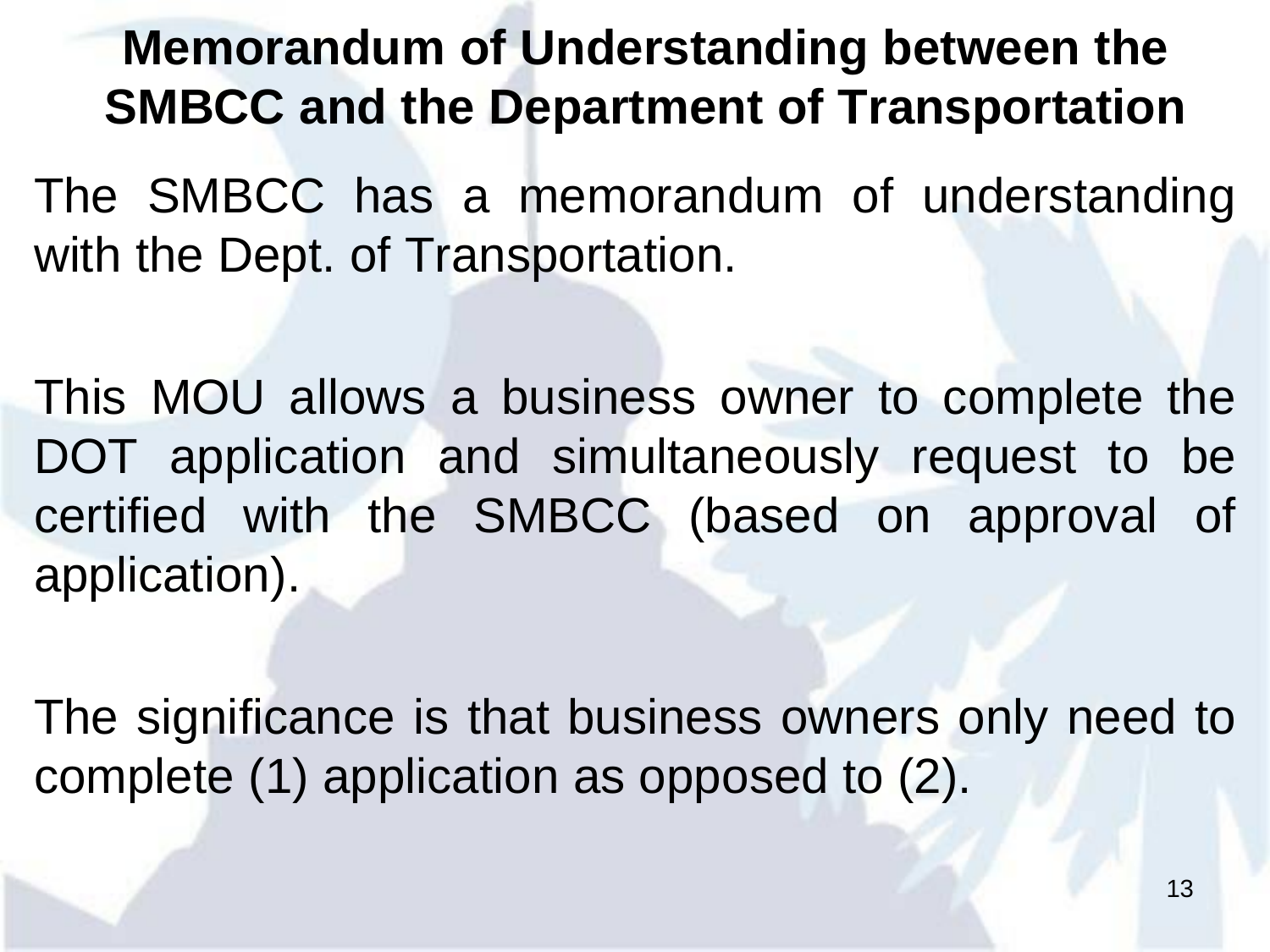# Memorandum of Understanding between the SMBCC and the Department of Transportation

The SMBCC has a memorandum of understanding with the Dept. of Transportation.

This MOU allows a business owner to complete the DOT application and simultaneously request to be certified with the SMBCC (based on approval of application).

The significance is that business owners only need to complete (1) application as opposed to (2).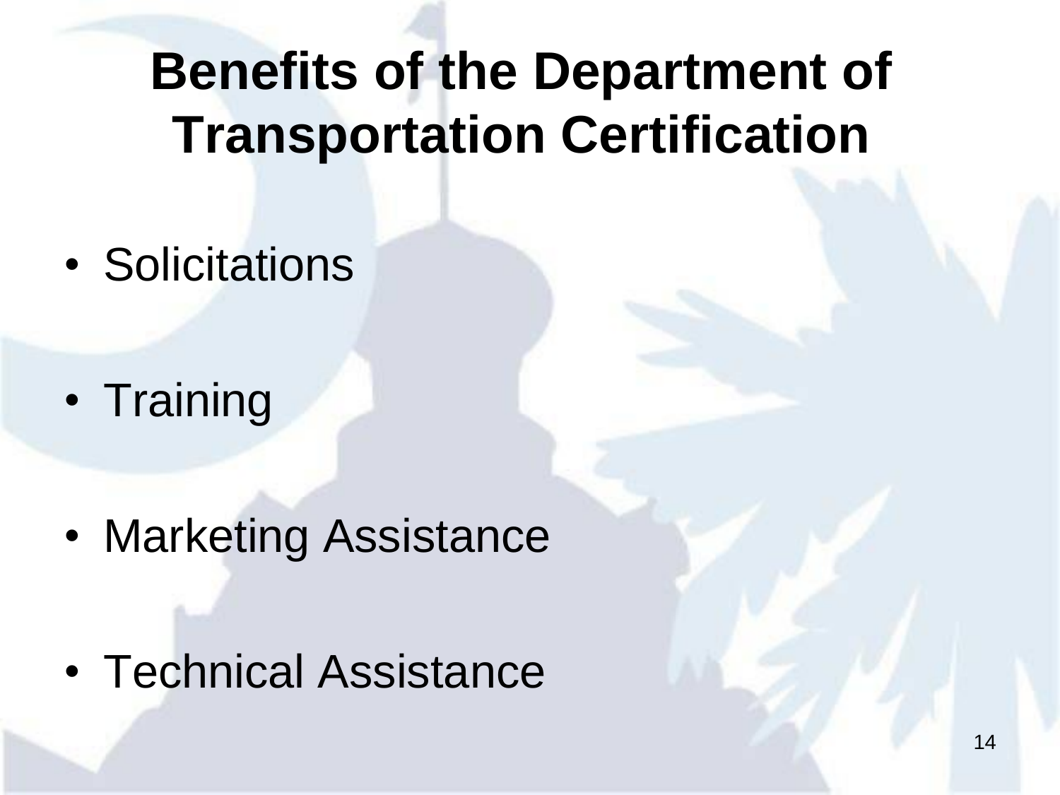# Benefits of the Department of Transportation Certification

- Solicitations
- Training
- Marketing Assistance
- Technical Assistance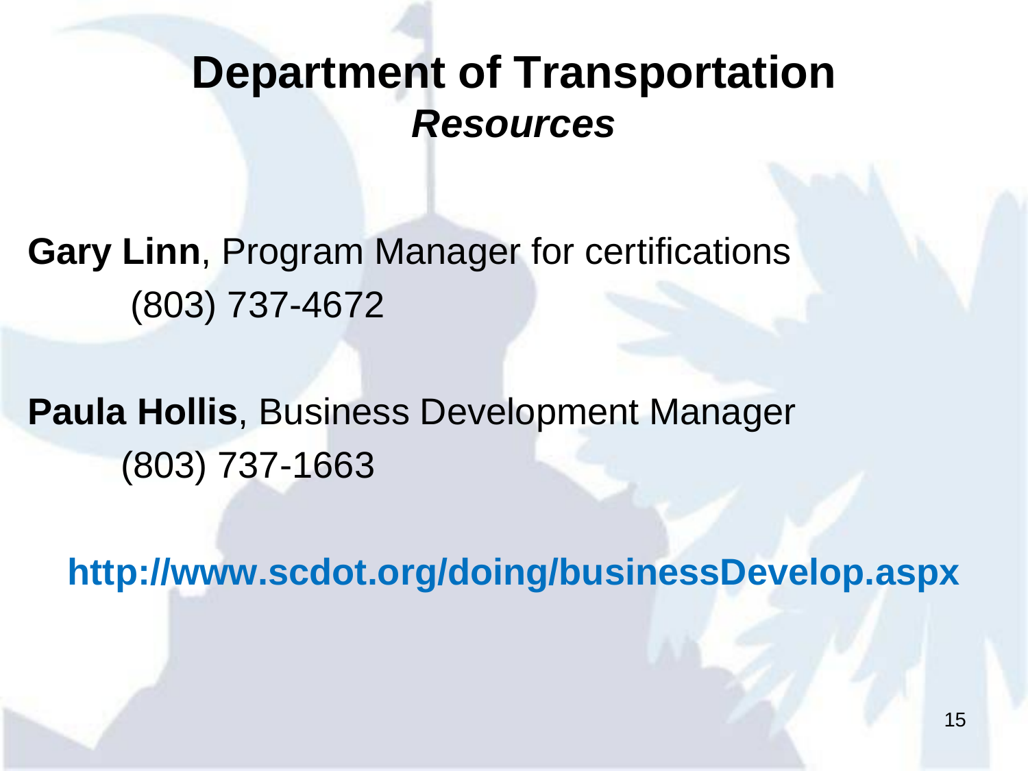# Department of Transportation
## *Resources*

**Gary Linn**, Program Manager for certifications
(803) 737-4672

**Paula Hollis**, Business Development Manager
(803) 737-1663

**http://www.scdot.org/doing/businessDevelop.aspx**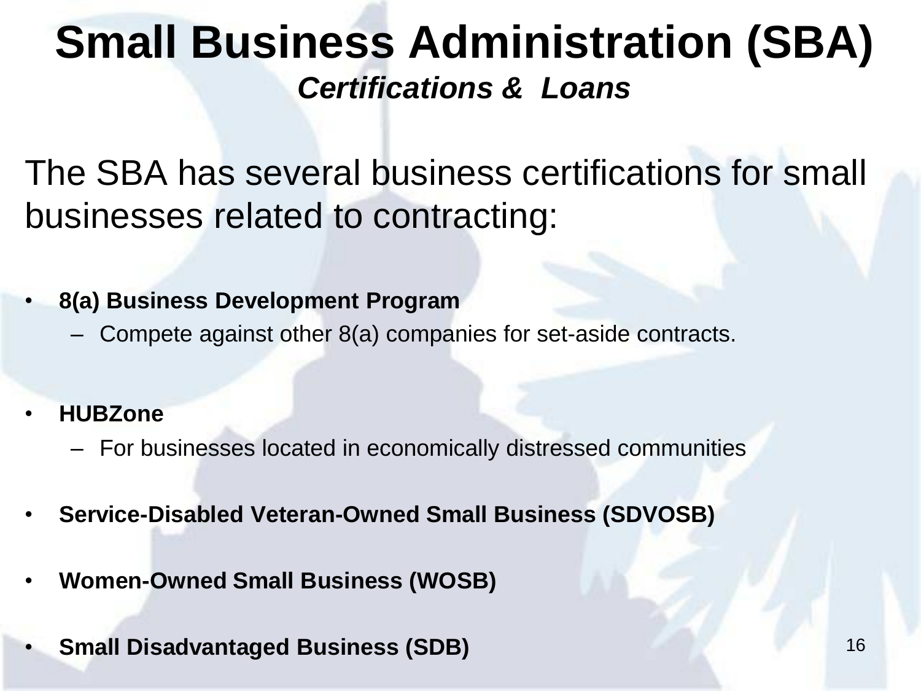# Small Business Administration (SBA)

### *Certifications & Loans*

The SBA has several business certifications for small businesses related to contracting:

- **8(a) Business Development Program**
  - Compete against other 8(a) companies for set-aside contracts.
- **HUBZone**
  - For businesses located in economically distressed communities
- **Service-Disabled Veteran-Owned Small Business (SDVOSB)**
- **Women-Owned Small Business (WOSB)**
- **Small Disadvantaged Business (SDB)**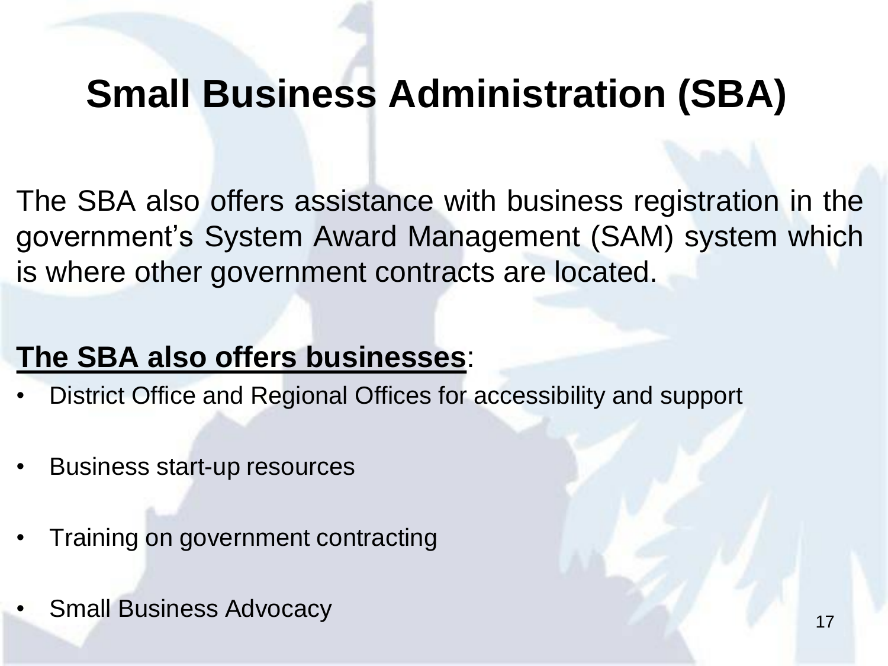# Small Business Administration (SBA)

The SBA also offers assistance with business registration in the government’s System Award Management (SAM) system which is where other government contracts are located.

**The SBA also offers businesses**:

- District Office and Regional Offices for accessibility and support
- Business start-up resources
- Training on government contracting
- Small Business Advocacy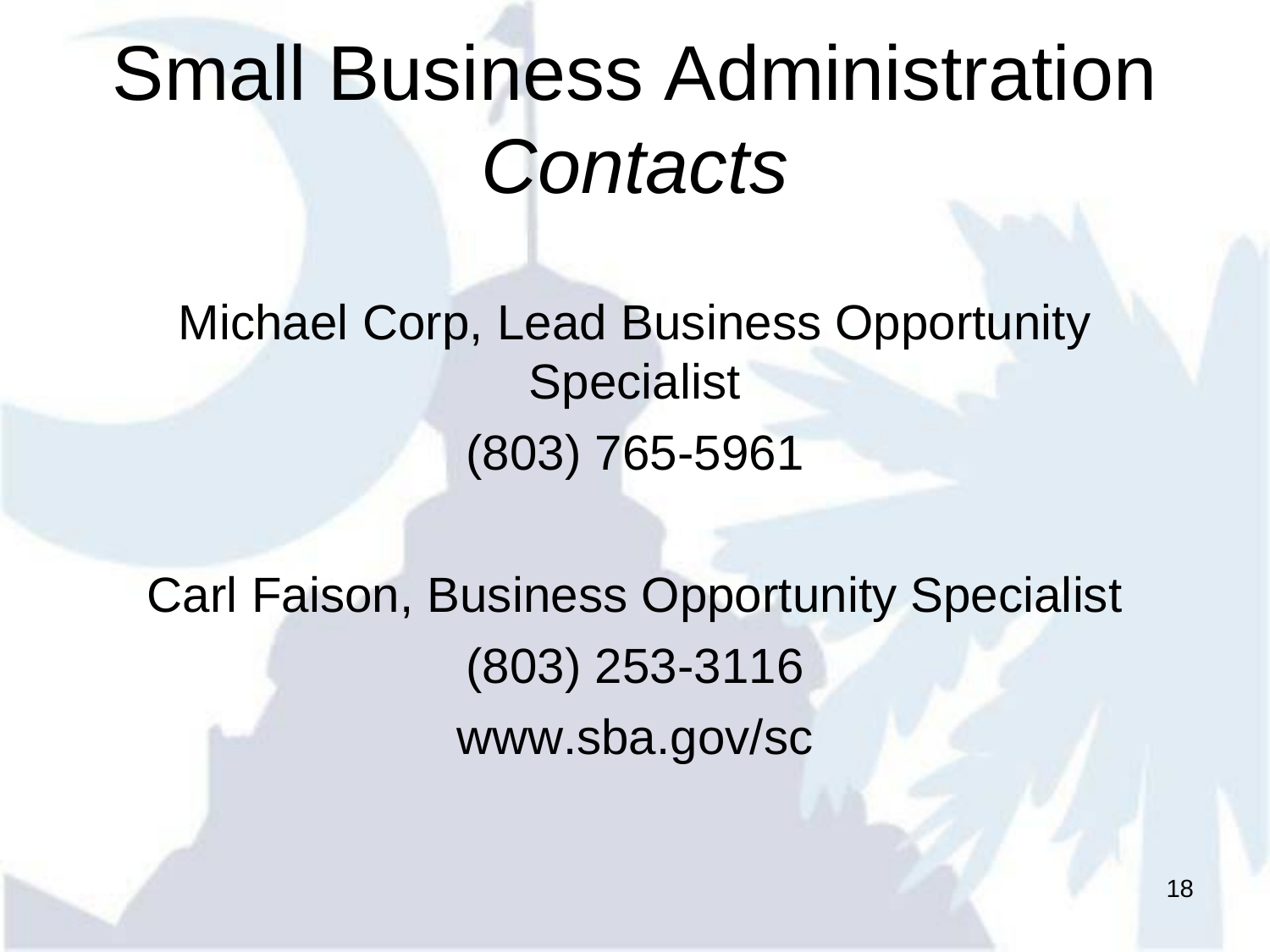# Small Business Administration *Contacts*

Michael Corp, Lead Business Opportunity Specialist

(803) 765-5961

Carl Faison, Business Opportunity Specialist

(803) 253-3116

www.sba.gov/sc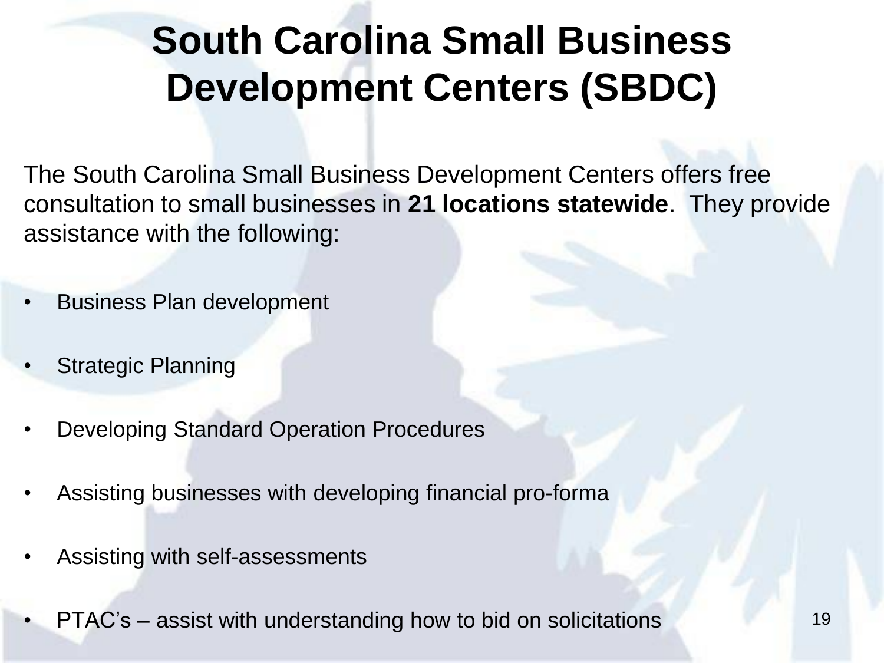# South Carolina Small Business Development Centers (SBDC)

The South Carolina Small Business Development Centers offers free consultation to small businesses in **21 locations statewide**. They provide assistance with the following:

- Business Plan development
- Strategic Planning
- Developing Standard Operation Procedures
- Assisting businesses with developing financial pro-forma
- Assisting with self-assessments
- PTAC's – assist with understanding how to bid on solicitations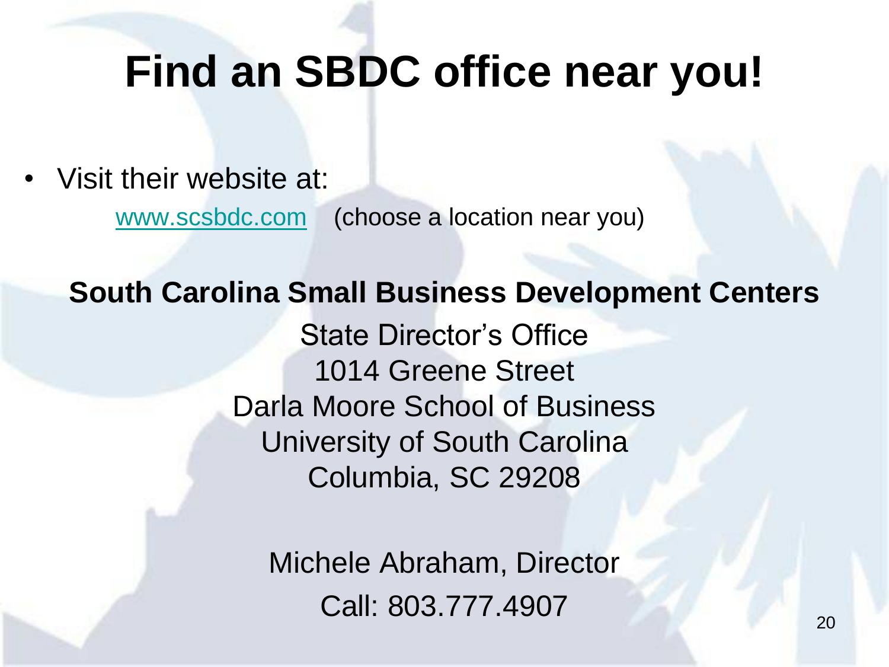# Find an SBDC office near you!

- Visit their website at:

  www.scsbdc.com (choose a location near you)

**South Carolina Small Business Development Centers**

State Director's Office
1014 Greene Street
Darla Moore School of Business
University of South Carolina
Columbia, SC 29208

Michele Abraham, Director
Call: 803.777.4907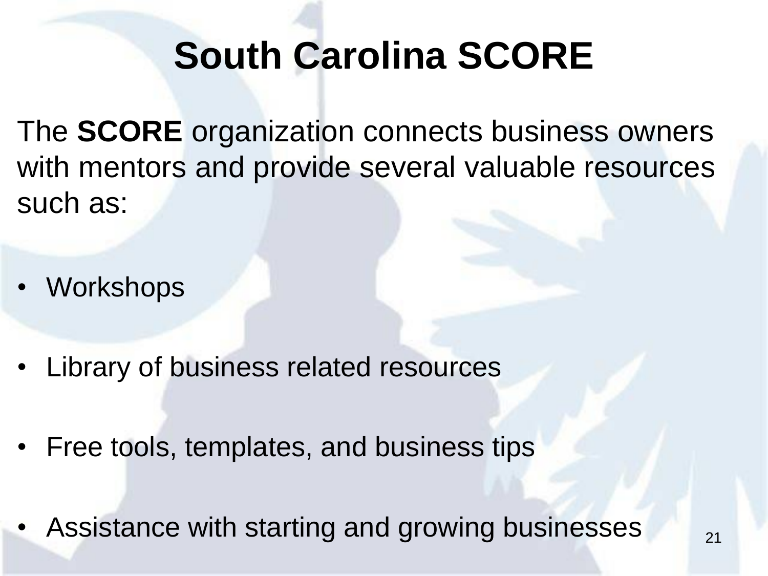# South Carolina SCORE

The **SCORE** organization connects business owners with mentors and provide several valuable resources such as:

- Workshops
- Library of business related resources
- Free tools, templates, and business tips
- Assistance with starting and growing businesses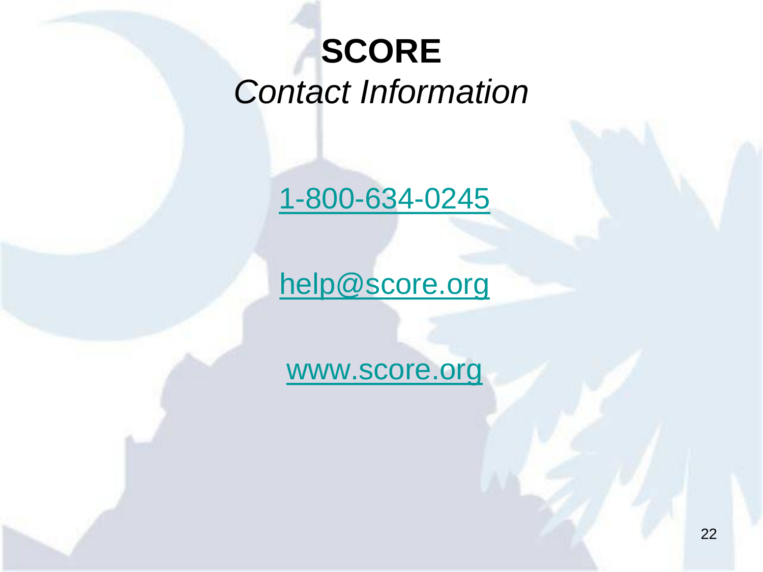# SCORE

*Contact Information*

1-800-634-0245

help@score.org

www.score.org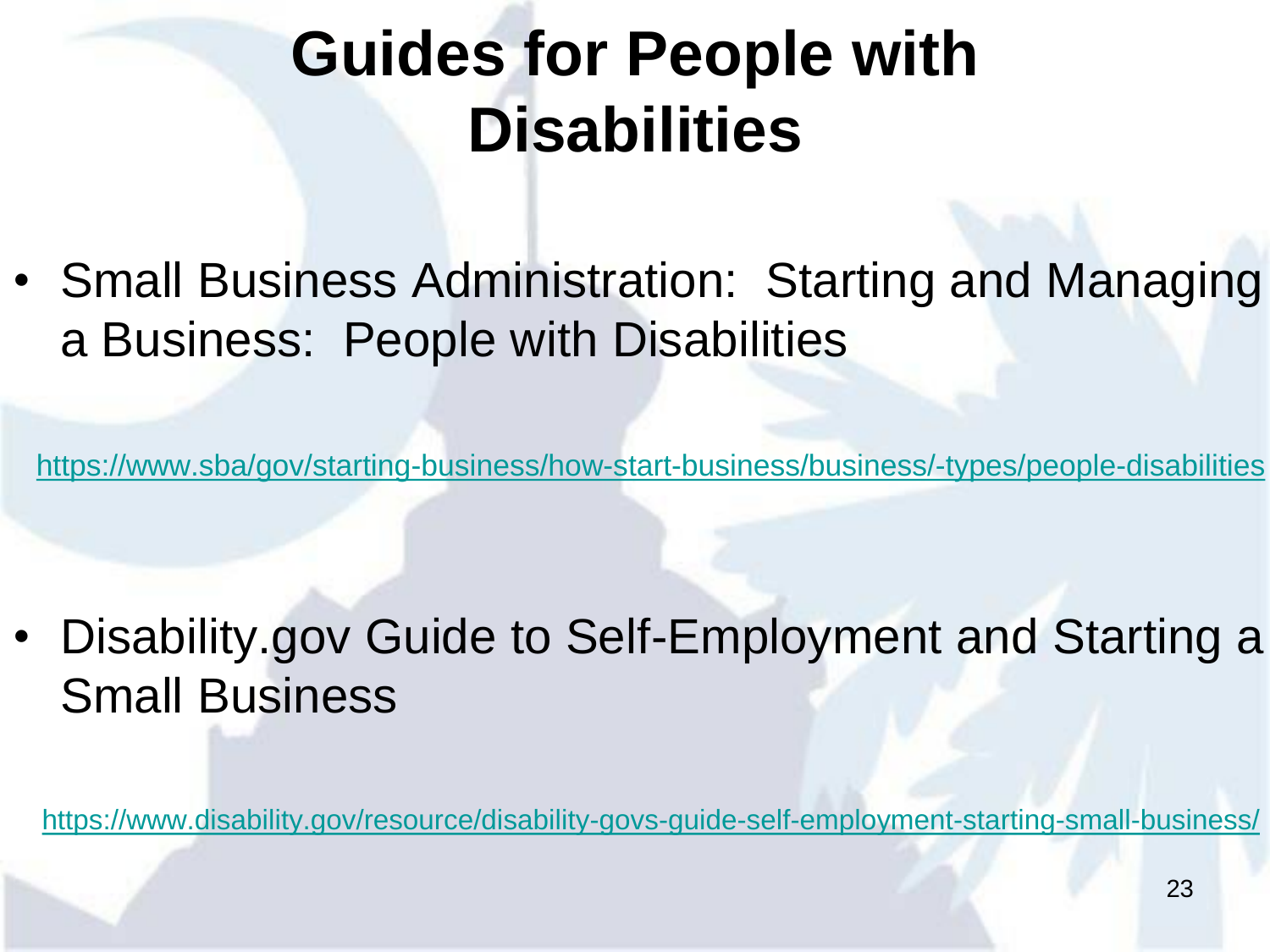# Guides for People with Disabilities

- Small Business Administration: Starting and Managing a Business: People with Disabilities

https://www.sba/gov/starting-business/how-start-business/business/-types/people-disabilities

- Disability.gov Guide to Self-Employment and Starting a Small Business

https://www.disability.gov/resource/disability-govs-guide-self-employment-starting-small-business/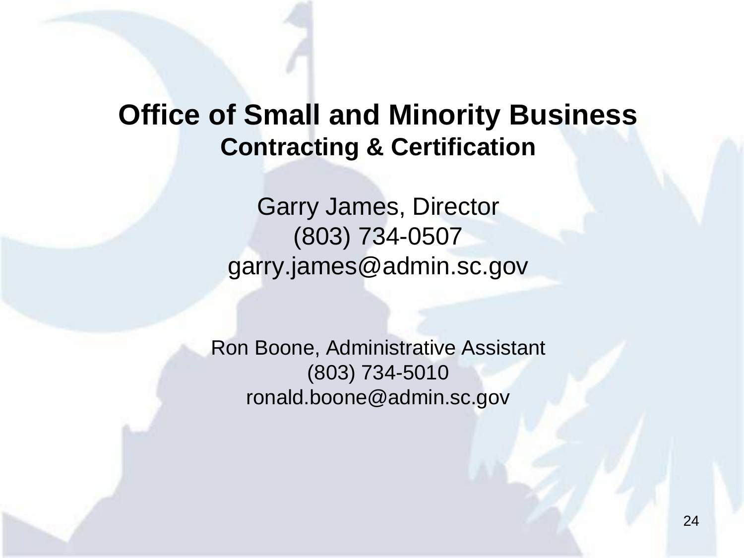# Office of Small and Minority Business

## Contracting & Certification

Garry James, Director
(803) 734-0507
garry.james@admin.sc.gov

Ron Boone, Administrative Assistant
(803) 734-5010
ronald.boone@admin.sc.gov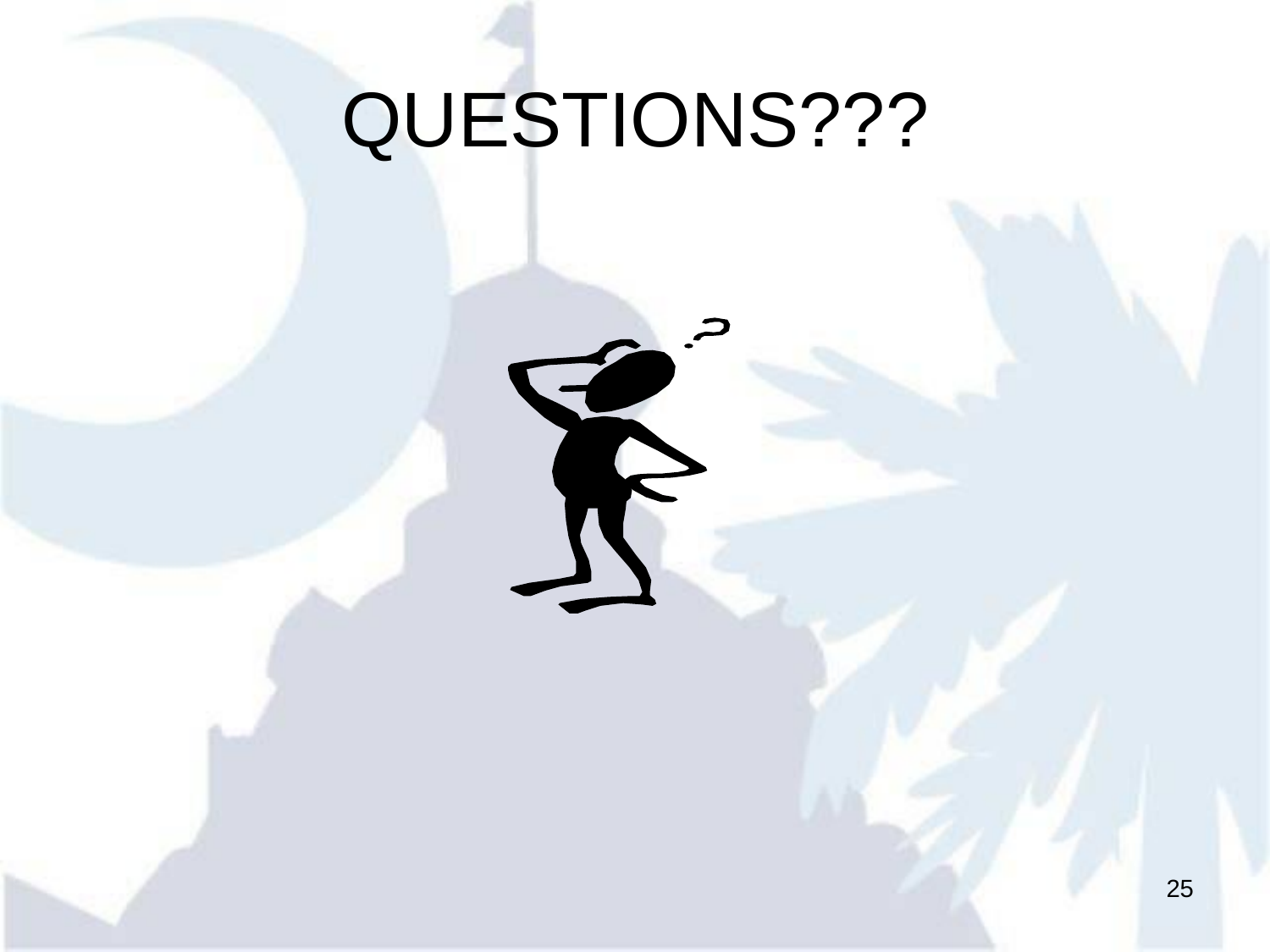# QUESTIONS???